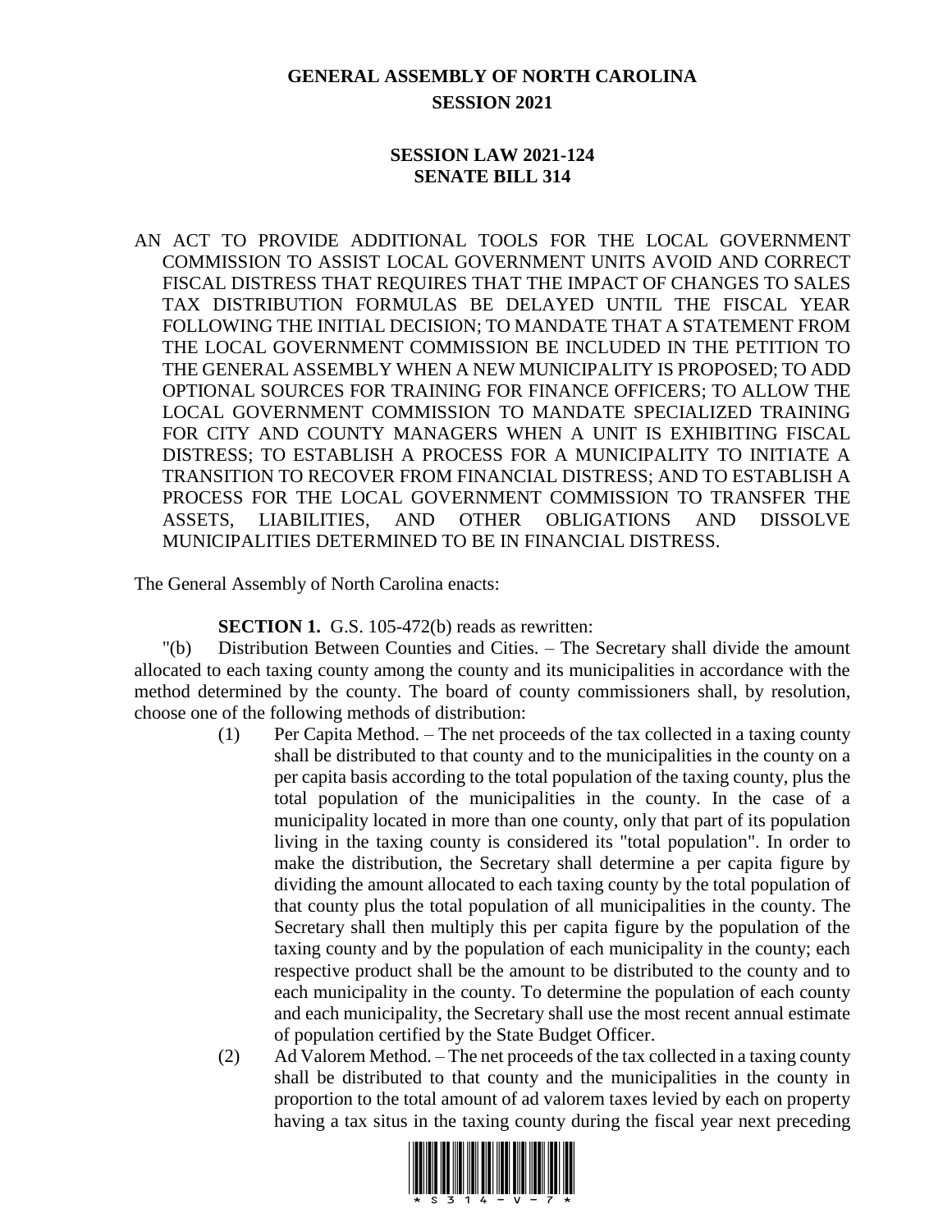# GENERAL ASSEMBLY OF NORTH CAROLINA
## SESSION 2021

### SESSION LAW 2021-124
### SENATE BILL 314

AN ACT TO PROVIDE ADDITIONAL TOOLS FOR THE LOCAL GOVERNMENT COMMISSION TO ASSIST LOCAL GOVERNMENT UNITS AVOID AND CORRECT FISCAL DISTRESS THAT REQUIRES THAT THE IMPACT OF CHANGES TO SALES TAX DISTRIBUTION FORMULAS BE DELAYED UNTIL THE FISCAL YEAR FOLLOWING THE INITIAL DECISION; TO MANDATE THAT A STATEMENT FROM THE LOCAL GOVERNMENT COMMISSION BE INCLUDED IN THE PETITION TO THE GENERAL ASSEMBLY WHEN A NEW MUNICIPALITY IS PROPOSED; TO ADD OPTIONAL SOURCES FOR TRAINING FOR FINANCE OFFICERS; TO ALLOW THE LOCAL GOVERNMENT COMMISSION TO MANDATE SPECIALIZED TRAINING FOR CITY AND COUNTY MANAGERS WHEN A UNIT IS EXHIBITING FISCAL DISTRESS; TO ESTABLISH A PROCESS FOR A MUNICIPALITY TO INITIATE A TRANSITION TO RECOVER FROM FINANCIAL DISTRESS; AND TO ESTABLISH A PROCESS FOR THE LOCAL GOVERNMENT COMMISSION TO TRANSFER THE ASSETS, LIABILITIES, AND OTHER OBLIGATIONS AND DISSOLVE MUNICIPALITIES DETERMINED TO BE IN FINANCIAL DISTRESS.

The General Assembly of North Carolina enacts:

**SECTION 1.** G.S. 105-472(b) reads as rewritten:

"(b) Distribution Between Counties and Cities. – The Secretary shall divide the amount allocated to each taxing county among the county and its municipalities in accordance with the method determined by the county. The board of county commissioners shall, by resolution, choose one of the following methods of distribution:

(1) Per Capita Method. – The net proceeds of the tax collected in a taxing county shall be distributed to that county and to the municipalities in the county on a per capita basis according to the total population of the taxing county, plus the total population of the municipalities in the county. In the case of a municipality located in more than one county, only that part of its population living in the taxing county is considered its "total population". In order to make the distribution, the Secretary shall determine a per capita figure by dividing the amount allocated to each taxing county by the total population of that county plus the total population of all municipalities in the county. The Secretary shall then multiply this per capita figure by the population of the taxing county and by the population of each municipality in the county; each respective product shall be the amount to be distributed to the county and to each municipality in the county. To determine the population of each county and each municipality, the Secretary shall use the most recent annual estimate of population certified by the State Budget Officer.

(2) Ad Valorem Method. – The net proceeds of the tax collected in a taxing county shall be distributed to that county and the municipalities in the county in proportion to the total amount of ad valorem taxes levied by each on property having a tax situs in the taxing county during the fiscal year next preceding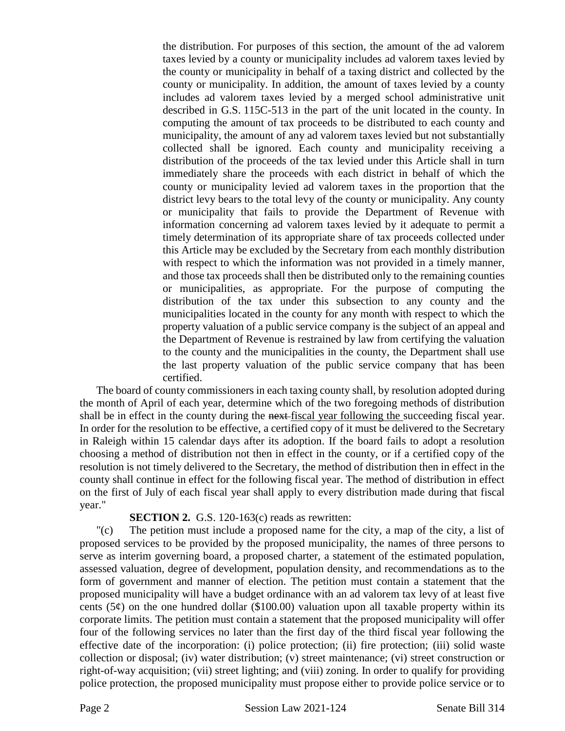the distribution. For purposes of this section, the amount of the ad valorem taxes levied by a county or municipality includes ad valorem taxes levied by the county or municipality in behalf of a taxing district and collected by the county or municipality. In addition, the amount of taxes levied by a county includes ad valorem taxes levied by a merged school administrative unit described in G.S. 115C-513 in the part of the unit located in the county. In computing the amount of tax proceeds to be distributed to each county and municipality, the amount of any ad valorem taxes levied but not substantially collected shall be ignored. Each county and municipality receiving a distribution of the proceeds of the tax levied under this Article shall in turn immediately share the proceeds with each district in behalf of which the county or municipality levied ad valorem taxes in the proportion that the district levy bears to the total levy of the county or municipality. Any county or municipality that fails to provide the Department of Revenue with information concerning ad valorem taxes levied by it adequate to permit a timely determination of its appropriate share of tax proceeds collected under this Article may be excluded by the Secretary from each monthly distribution with respect to which the information was not provided in a timely manner, and those tax proceeds shall then be distributed only to the remaining counties or municipalities, as appropriate. For the purpose of computing the distribution of the tax under this subsection to any county and the municipalities located in the county for any month with respect to which the property valuation of a public service company is the subject of an appeal and the Department of Revenue is restrained by law from certifying the valuation to the county and the municipalities in the county, the Department shall use the last property valuation of the public service company that has been certified.

The board of county commissioners in each taxing county shall, by resolution adopted during the month of April of each year, determine which of the two foregoing methods of distribution shall be in effect in the county during the ~~next~~ fiscal year following the succeeding fiscal year. In order for the resolution to be effective, a certified copy of it must be delivered to the Secretary in Raleigh within 15 calendar days after its adoption. If the board fails to adopt a resolution choosing a method of distribution not then in effect in the county, or if a certified copy of the resolution is not timely delivered to the Secretary, the method of distribution then in effect in the county shall continue in effect for the following fiscal year. The method of distribution in effect on the first of July of each fiscal year shall apply to every distribution made during that fiscal year."

**SECTION 2.** G.S. 120-163(c) reads as rewritten:

"(c) The petition must include a proposed name for the city, a map of the city, a list of proposed services to be provided by the proposed municipality, the names of three persons to serve as interim governing board, a proposed charter, a statement of the estimated population, assessed valuation, degree of development, population density, and recommendations as to the form of government and manner of election. The petition must contain a statement that the proposed municipality will have a budget ordinance with an ad valorem tax levy of at least five cents (5¢) on the one hundred dollar ($100.00) valuation upon all taxable property within its corporate limits. The petition must contain a statement that the proposed municipality will offer four of the following services no later than the first day of the third fiscal year following the effective date of the incorporation: (i) police protection; (ii) fire protection; (iii) solid waste collection or disposal; (iv) water distribution; (v) street maintenance; (vi) street construction or right-of-way acquisition; (vii) street lighting; and (viii) zoning. In order to qualify for providing police protection, the proposed municipality must propose either to provide police service or to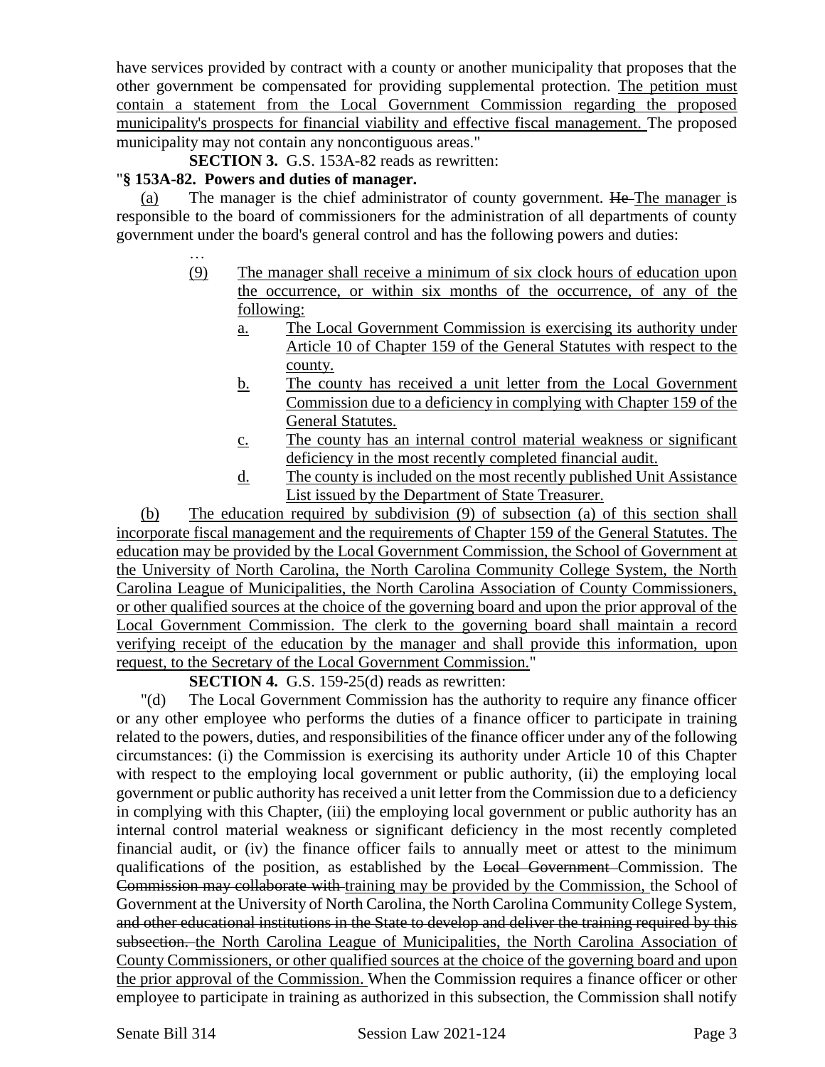have services provided by contract with a county or another municipality that proposes that the other government be compensated for providing supplemental protection. The petition must contain a statement from the Local Government Commission regarding the proposed municipality's prospects for financial viability and effective fiscal management. The proposed municipality may not contain any noncontiguous areas."

**SECTION 3.** G.S. 153A-82 reads as rewritten:

"**§ 153A-82. Powers and duties of manager.**

(a) The manager is the chief administrator of county government. He The manager is responsible to the board of commissioners for the administration of all departments of county government under the board's general control and has the following powers and duties:

…

(9) The manager shall receive a minimum of six clock hours of education upon the occurrence, or within six months of the occurrence, of any of the following:

a. The Local Government Commission is exercising its authority under Article 10 of Chapter 159 of the General Statutes with respect to the county.

b. The county has received a unit letter from the Local Government Commission due to a deficiency in complying with Chapter 159 of the General Statutes.

c. The county has an internal control material weakness or significant deficiency in the most recently completed financial audit.

d. The county is included on the most recently published Unit Assistance List issued by the Department of State Treasurer.

(b) The education required by subdivision (9) of subsection (a) of this section shall incorporate fiscal management and the requirements of Chapter 159 of the General Statutes. The education may be provided by the Local Government Commission, the School of Government at the University of North Carolina, the North Carolina Community College System, the North Carolina League of Municipalities, the North Carolina Association of County Commissioners, or other qualified sources at the choice of the governing board and upon the prior approval of the Local Government Commission. The clerk to the governing board shall maintain a record verifying receipt of the education by the manager and shall provide this information, upon request, to the Secretary of the Local Government Commission."

**SECTION 4.** G.S. 159-25(d) reads as rewritten:

"(d) The Local Government Commission has the authority to require any finance officer or any other employee who performs the duties of a finance officer to participate in training related to the powers, duties, and responsibilities of the finance officer under any of the following circumstances: (i) the Commission is exercising its authority under Article 10 of this Chapter with respect to the employing local government or public authority, (ii) the employing local government or public authority has received a unit letter from the Commission due to a deficiency in complying with this Chapter, (iii) the employing local government or public authority has an internal control material weakness or significant deficiency in the most recently completed financial audit, or (iv) the finance officer fails to annually meet or attest to the minimum qualifications of the position, as established by the Local Government Commission. The Commission may collaborate with training may be provided by the Commission, the School of Government at the University of North Carolina, the North Carolina Community College System, and other educational institutions in the State to develop and deliver the training required by this subsection. the North Carolina League of Municipalities, the North Carolina Association of County Commissioners, or other qualified sources at the choice of the governing board and upon the prior approval of the Commission. When the Commission requires a finance officer or other employee to participate in training as authorized in this subsection, the Commission shall notify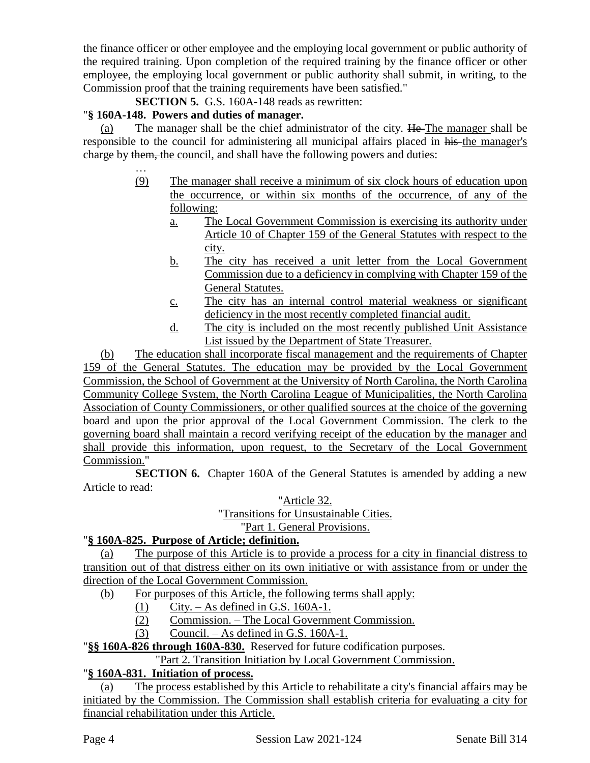the finance officer or other employee and the employing local government or public authority of the required training. Upon completion of the required training by the finance officer or other employee, the employing local government or public authority shall submit, in writing, to the Commission proof that the training requirements have been satisfied."

**SECTION 5.** G.S. 160A-148 reads as rewritten:

"**§ 160A-148. Powers and duties of manager.**

(a) The manager shall be the chief administrator of the city. ~~He~~ The manager shall be responsible to the council for administering all municipal affairs placed in ~~his~~ the manager's charge by ~~them,~~ the council, and shall have the following powers and duties:

…

(9) The manager shall receive a minimum of six clock hours of education upon the occurrence, or within six months of the occurrence, of any of the following:

a. The Local Government Commission is exercising its authority under Article 10 of Chapter 159 of the General Statutes with respect to the city.

b. The city has received a unit letter from the Local Government Commission due to a deficiency in complying with Chapter 159 of the General Statutes.

c. The city has an internal control material weakness or significant deficiency in the most recently completed financial audit.

d. The city is included on the most recently published Unit Assistance List issued by the Department of State Treasurer.

(b) The education shall incorporate fiscal management and the requirements of Chapter 159 of the General Statutes. The education may be provided by the Local Government Commission, the School of Government at the University of North Carolina, the North Carolina Community College System, the North Carolina League of Municipalities, the North Carolina Association of County Commissioners, or other qualified sources at the choice of the governing board and upon the prior approval of the Local Government Commission. The clerk to the governing board shall maintain a record verifying receipt of the education by the manager and shall provide this information, upon request, to the Secretary of the Local Government Commission."

**SECTION 6.** Chapter 160A of the General Statutes is amended by adding a new Article to read:

"Article 32.

"Transitions for Unsustainable Cities.

"Part 1. General Provisions.

"**§ 160A-825. Purpose of Article; definition.**

(a) The purpose of this Article is to provide a process for a city in financial distress to transition out of that distress either on its own initiative or with assistance from or under the direction of the Local Government Commission.

(b) For purposes of this Article, the following terms shall apply:

(1) City. – As defined in G.S. 160A-1.

(2) Commission. – The Local Government Commission.

(3) Council. – As defined in G.S. 160A-1.

"**§§ 160A-826 through 160A-830.** Reserved for future codification purposes.

"Part 2. Transition Initiation by Local Government Commission.

"**§ 160A-831. Initiation of process.**

(a) The process established by this Article to rehabilitate a city's financial affairs may be initiated by the Commission. The Commission shall establish criteria for evaluating a city for financial rehabilitation under this Article.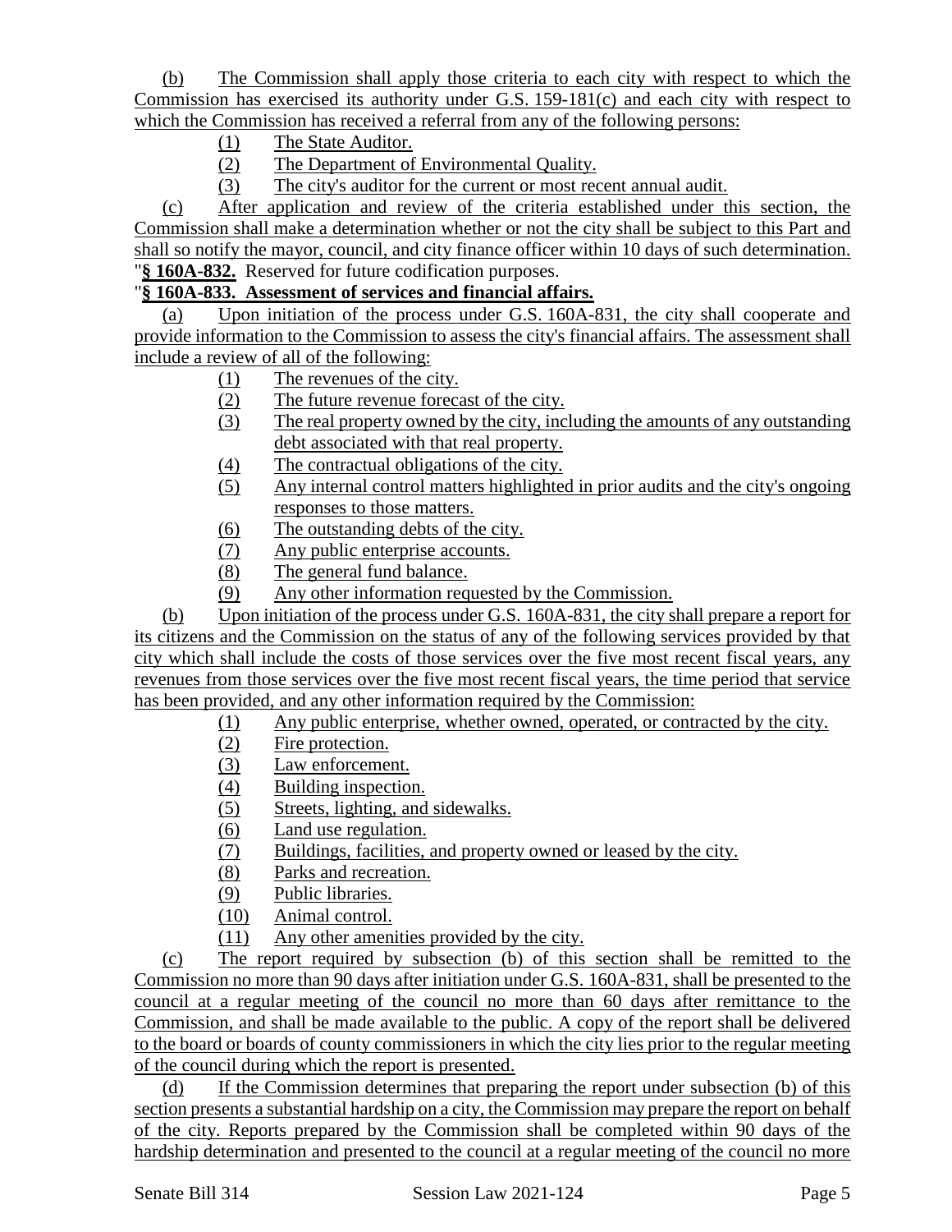(b) The Commission shall apply those criteria to each city with respect to which the Commission has exercised its authority under G.S. 159-181(c) and each city with respect to which the Commission has received a referral from any of the following persons:

(1) The State Auditor.
(2) The Department of Environmental Quality.
(3) The city's auditor for the current or most recent annual audit.

(c) After application and review of the criteria established under this section, the Commission shall make a determination whether or not the city shall be subject to this Part and shall so notify the mayor, council, and city finance officer within 10 days of such determination.

"**§ 160A-832.** Reserved for future codification purposes.

"**§ 160A-833. Assessment of services and financial affairs.**

(a) Upon initiation of the process under G.S. 160A-831, the city shall cooperate and provide information to the Commission to assess the city's financial affairs. The assessment shall include a review of all of the following:

(1) The revenues of the city.
(2) The future revenue forecast of the city.
(3) The real property owned by the city, including the amounts of any outstanding debt associated with that real property.
(4) The contractual obligations of the city.
(5) Any internal control matters highlighted in prior audits and the city's ongoing responses to those matters.
(6) The outstanding debts of the city.
(7) Any public enterprise accounts.
(8) The general fund balance.
(9) Any other information requested by the Commission.

(b) Upon initiation of the process under G.S. 160A-831, the city shall prepare a report for its citizens and the Commission on the status of any of the following services provided by that city which shall include the costs of those services over the five most recent fiscal years, any revenues from those services over the five most recent fiscal years, the time period that service has been provided, and any other information required by the Commission:

(1) Any public enterprise, whether owned, operated, or contracted by the city.
(2) Fire protection.
(3) Law enforcement.
(4) Building inspection.
(5) Streets, lighting, and sidewalks.
(6) Land use regulation.
(7) Buildings, facilities, and property owned or leased by the city.
(8) Parks and recreation.
(9) Public libraries.
(10) Animal control.
(11) Any other amenities provided by the city.

(c) The report required by subsection (b) of this section shall be remitted to the Commission no more than 90 days after initiation under G.S. 160A-831, shall be presented to the council at a regular meeting of the council no more than 60 days after remittance to the Commission, and shall be made available to the public. A copy of the report shall be delivered to the board or boards of county commissioners in which the city lies prior to the regular meeting of the council during which the report is presented.

(d) If the Commission determines that preparing the report under subsection (b) of this section presents a substantial hardship on a city, the Commission may prepare the report on behalf of the city. Reports prepared by the Commission shall be completed within 90 days of the hardship determination and presented to the council at a regular meeting of the council no more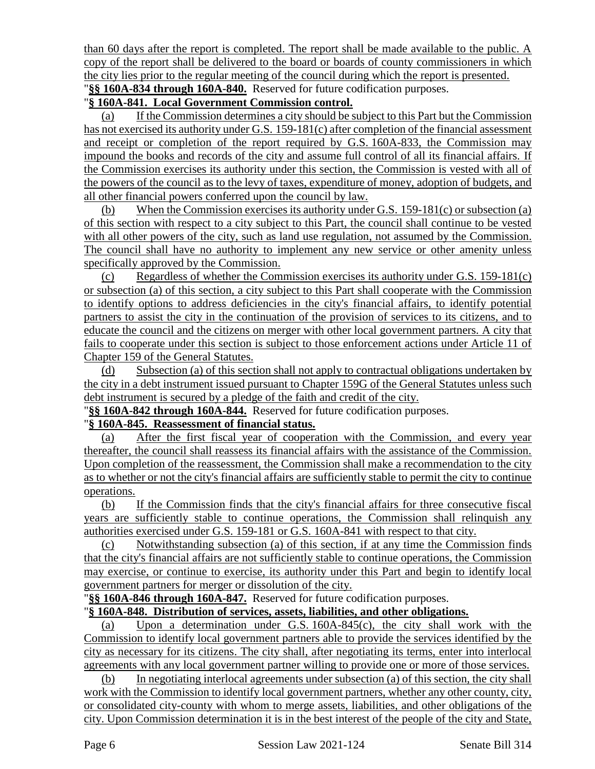than 60 days after the report is completed. The report shall be made available to the public. A copy of the report shall be delivered to the board or boards of county commissioners in which the city lies prior to the regular meeting of the council during which the report is presented.

"**§§ 160A-834 through 160A-840.** Reserved for future codification purposes.

"**§ 160A-841. Local Government Commission control.**

(a) If the Commission determines a city should be subject to this Part but the Commission has not exercised its authority under G.S. 159-181(c) after completion of the financial assessment and receipt or completion of the report required by G.S. 160A-833, the Commission may impound the books and records of the city and assume full control of all its financial affairs. If the Commission exercises its authority under this section, the Commission is vested with all of the powers of the council as to the levy of taxes, expenditure of money, adoption of budgets, and all other financial powers conferred upon the council by law.

(b) When the Commission exercises its authority under G.S. 159-181(c) or subsection (a) of this section with respect to a city subject to this Part, the council shall continue to be vested with all other powers of the city, such as land use regulation, not assumed by the Commission. The council shall have no authority to implement any new service or other amenity unless specifically approved by the Commission.

(c) Regardless of whether the Commission exercises its authority under G.S. 159-181(c) or subsection (a) of this section, a city subject to this Part shall cooperate with the Commission to identify options to address deficiencies in the city's financial affairs, to identify potential partners to assist the city in the continuation of the provision of services to its citizens, and to educate the council and the citizens on merger with other local government partners. A city that fails to cooperate under this section is subject to those enforcement actions under Article 11 of Chapter 159 of the General Statutes.

(d) Subsection (a) of this section shall not apply to contractual obligations undertaken by the city in a debt instrument issued pursuant to Chapter 159G of the General Statutes unless such debt instrument is secured by a pledge of the faith and credit of the city.

"**§§ 160A-842 through 160A-844.** Reserved for future codification purposes.

"**§ 160A-845. Reassessment of financial status.**

(a) After the first fiscal year of cooperation with the Commission, and every year thereafter, the council shall reassess its financial affairs with the assistance of the Commission. Upon completion of the reassessment, the Commission shall make a recommendation to the city as to whether or not the city's financial affairs are sufficiently stable to permit the city to continue operations.

(b) If the Commission finds that the city's financial affairs for three consecutive fiscal years are sufficiently stable to continue operations, the Commission shall relinquish any authorities exercised under G.S. 159-181 or G.S. 160A-841 with respect to that city.

(c) Notwithstanding subsection (a) of this section, if at any time the Commission finds that the city's financial affairs are not sufficiently stable to continue operations, the Commission may exercise, or continue to exercise, its authority under this Part and begin to identify local government partners for merger or dissolution of the city.

"**§§ 160A-846 through 160A-847.** Reserved for future codification purposes.

"**§ 160A-848. Distribution of services, assets, liabilities, and other obligations.**

(a) Upon a determination under G.S. 160A-845(c), the city shall work with the Commission to identify local government partners able to provide the services identified by the city as necessary for its citizens. The city shall, after negotiating its terms, enter into interlocal agreements with any local government partner willing to provide one or more of those services.

(b) In negotiating interlocal agreements under subsection (a) of this section, the city shall work with the Commission to identify local government partners, whether any other county, city, or consolidated city-county with whom to merge assets, liabilities, and other obligations of the city. Upon Commission determination it is in the best interest of the people of the city and State,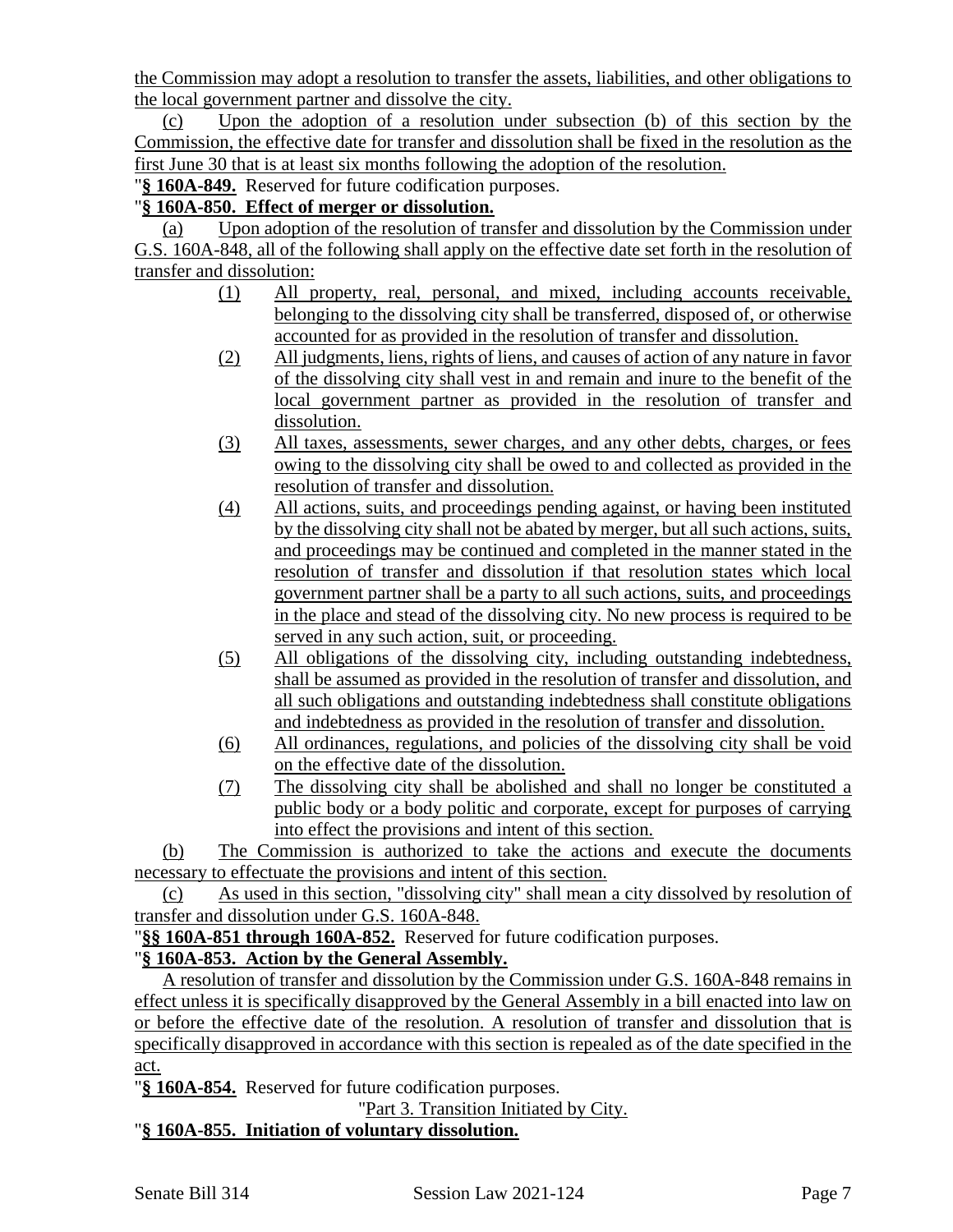the Commission may adopt a resolution to transfer the assets, liabilities, and other obligations to the local government partner and dissolve the city.

(c) Upon the adoption of a resolution under subsection (b) of this section by the Commission, the effective date for transfer and dissolution shall be fixed in the resolution as the first June 30 that is at least six months following the adoption of the resolution.

"**§ 160A-849.** Reserved for future codification purposes.

"**§ 160A-850. Effect of merger or dissolution.**

(a) Upon adoption of the resolution of transfer and dissolution by the Commission under G.S. 160A-848, all of the following shall apply on the effective date set forth in the resolution of transfer and dissolution:

(1) All property, real, personal, and mixed, including accounts receivable, belonging to the dissolving city shall be transferred, disposed of, or otherwise accounted for as provided in the resolution of transfer and dissolution.

(2) All judgments, liens, rights of liens, and causes of action of any nature in favor of the dissolving city shall vest in and remain and inure to the benefit of the local government partner as provided in the resolution of transfer and dissolution.

(3) All taxes, assessments, sewer charges, and any other debts, charges, or fees owing to the dissolving city shall be owed to and collected as provided in the resolution of transfer and dissolution.

(4) All actions, suits, and proceedings pending against, or having been instituted by the dissolving city shall not be abated by merger, but all such actions, suits, and proceedings may be continued and completed in the manner stated in the resolution of transfer and dissolution if that resolution states which local government partner shall be a party to all such actions, suits, and proceedings in the place and stead of the dissolving city. No new process is required to be served in any such action, suit, or proceeding.

(5) All obligations of the dissolving city, including outstanding indebtedness, shall be assumed as provided in the resolution of transfer and dissolution, and all such obligations and outstanding indebtedness shall constitute obligations and indebtedness as provided in the resolution of transfer and dissolution.

(6) All ordinances, regulations, and policies of the dissolving city shall be void on the effective date of the dissolution.

(7) The dissolving city shall be abolished and shall no longer be constituted a public body or a body politic and corporate, except for purposes of carrying into effect the provisions and intent of this section.

(b) The Commission is authorized to take the actions and execute the documents necessary to effectuate the provisions and intent of this section.

(c) As used in this section, "dissolving city" shall mean a city dissolved by resolution of transfer and dissolution under G.S. 160A-848.

"**§§ 160A-851 through 160A-852.** Reserved for future codification purposes.

"**§ 160A-853. Action by the General Assembly.**

A resolution of transfer and dissolution by the Commission under G.S. 160A-848 remains in effect unless it is specifically disapproved by the General Assembly in a bill enacted into law on or before the effective date of the resolution. A resolution of transfer and dissolution that is specifically disapproved in accordance with this section is repealed as of the date specified in the act.

"**§ 160A-854.** Reserved for future codification purposes.

"Part 3. Transition Initiated by City.

"**§ 160A-855. Initiation of voluntary dissolution.**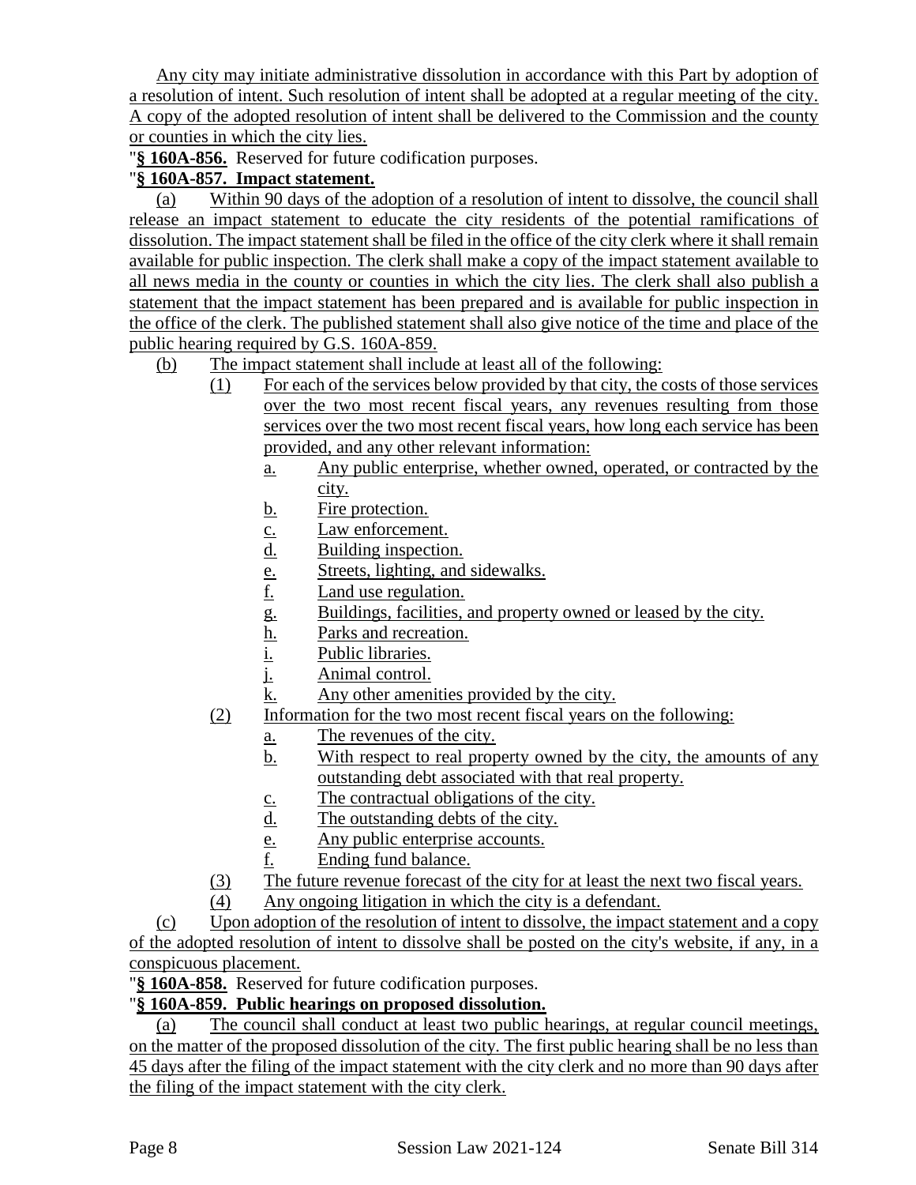Any city may initiate administrative dissolution in accordance with this Part by adoption of a resolution of intent. Such resolution of intent shall be adopted at a regular meeting of the city. A copy of the adopted resolution of intent shall be delivered to the Commission and the county or counties in which the city lies.

"**§ 160A-856.** Reserved for future codification purposes.

"**§ 160A-857. Impact statement.**

(a) Within 90 days of the adoption of a resolution of intent to dissolve, the council shall release an impact statement to educate the city residents of the potential ramifications of dissolution. The impact statement shall be filed in the office of the city clerk where it shall remain available for public inspection. The clerk shall make a copy of the impact statement available to all news media in the county or counties in which the city lies. The clerk shall also publish a statement that the impact statement has been prepared and is available for public inspection in the office of the clerk. The published statement shall also give notice of the time and place of the public hearing required by G.S. 160A-859.

(b) The impact statement shall include at least all of the following:

(1) For each of the services below provided by that city, the costs of those services over the two most recent fiscal years, any revenues resulting from those services over the two most recent fiscal years, how long each service has been provided, and any other relevant information:

a. Any public enterprise, whether owned, operated, or contracted by the city.
b. Fire protection.
c. Law enforcement.
d. Building inspection.
e. Streets, lighting, and sidewalks.
f. Land use regulation.
g. Buildings, facilities, and property owned or leased by the city.
h. Parks and recreation.
i. Public libraries.
j. Animal control.
k. Any other amenities provided by the city.

(2) Information for the two most recent fiscal years on the following:

a. The revenues of the city.
b. With respect to real property owned by the city, the amounts of any outstanding debt associated with that real property.
c. The contractual obligations of the city.
d. The outstanding debts of the city.
e. Any public enterprise accounts.
f. Ending fund balance.

(3) The future revenue forecast of the city for at least the next two fiscal years.

(4) Any ongoing litigation in which the city is a defendant.

(c) Upon adoption of the resolution of intent to dissolve, the impact statement and a copy of the adopted resolution of intent to dissolve shall be posted on the city's website, if any, in a conspicuous placement.

"**§ 160A-858.** Reserved for future codification purposes.

"**§ 160A-859. Public hearings on proposed dissolution.**

(a) The council shall conduct at least two public hearings, at regular council meetings, on the matter of the proposed dissolution of the city. The first public hearing shall be no less than 45 days after the filing of the impact statement with the city clerk and no more than 90 days after the filing of the impact statement with the city clerk.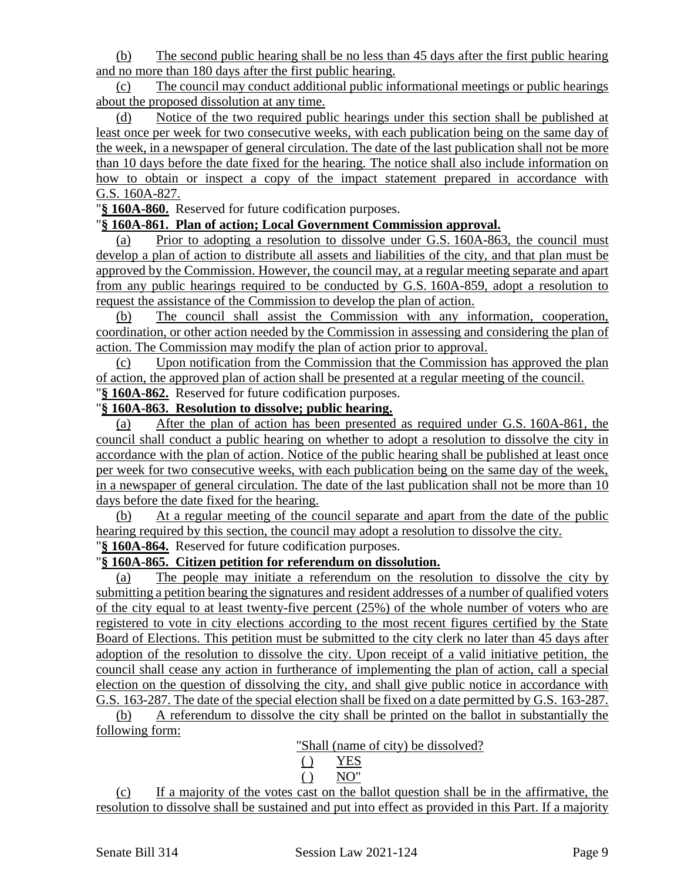(b) The second public hearing shall be no less than 45 days after the first public hearing and no more than 180 days after the first public hearing.

(c) The council may conduct additional public informational meetings or public hearings about the proposed dissolution at any time.

(d) Notice of the two required public hearings under this section shall be published at least once per week for two consecutive weeks, with each publication being on the same day of the week, in a newspaper of general circulation. The date of the last publication shall not be more than 10 days before the date fixed for the hearing. The notice shall also include information on how to obtain or inspect a copy of the impact statement prepared in accordance with G.S. 160A-827.

"**§ 160A-860.** Reserved for future codification purposes.

"**§ 160A-861. Plan of action; Local Government Commission approval.**

(a) Prior to adopting a resolution to dissolve under G.S. 160A-863, the council must develop a plan of action to distribute all assets and liabilities of the city, and that plan must be approved by the Commission. However, the council may, at a regular meeting separate and apart from any public hearings required to be conducted by G.S. 160A-859, adopt a resolution to request the assistance of the Commission to develop the plan of action.

(b) The council shall assist the Commission with any information, cooperation, coordination, or other action needed by the Commission in assessing and considering the plan of action. The Commission may modify the plan of action prior to approval.

(c) Upon notification from the Commission that the Commission has approved the plan of action, the approved plan of action shall be presented at a regular meeting of the council.

"**§ 160A-862.** Reserved for future codification purposes.

"**§ 160A-863. Resolution to dissolve; public hearing.**

(a) After the plan of action has been presented as required under G.S. 160A-861, the council shall conduct a public hearing on whether to adopt a resolution to dissolve the city in accordance with the plan of action. Notice of the public hearing shall be published at least once per week for two consecutive weeks, with each publication being on the same day of the week, in a newspaper of general circulation. The date of the last publication shall not be more than 10 days before the date fixed for the hearing.

(b) At a regular meeting of the council separate and apart from the date of the public hearing required by this section, the council may adopt a resolution to dissolve the city.

"**§ 160A-864.** Reserved for future codification purposes.

"**§ 160A-865. Citizen petition for referendum on dissolution.**

(a) The people may initiate a referendum on the resolution to dissolve the city by submitting a petition bearing the signatures and resident addresses of a number of qualified voters of the city equal to at least twenty-five percent (25%) of the whole number of voters who are registered to vote in city elections according to the most recent figures certified by the State Board of Elections. This petition must be submitted to the city clerk no later than 45 days after adoption of the resolution to dissolve the city. Upon receipt of a valid initiative petition, the council shall cease any action in furtherance of implementing the plan of action, call a special election on the question of dissolving the city, and shall give public notice in accordance with G.S. 163-287. The date of the special election shall be fixed on a date permitted by G.S. 163-287.

(b) A referendum to dissolve the city shall be printed on the ballot in substantially the following form:

"Shall (name of city) be dissolved?

( ) YES

( ) NO"

(c) If a majority of the votes cast on the ballot question shall be in the affirmative, the resolution to dissolve shall be sustained and put into effect as provided in this Part. If a majority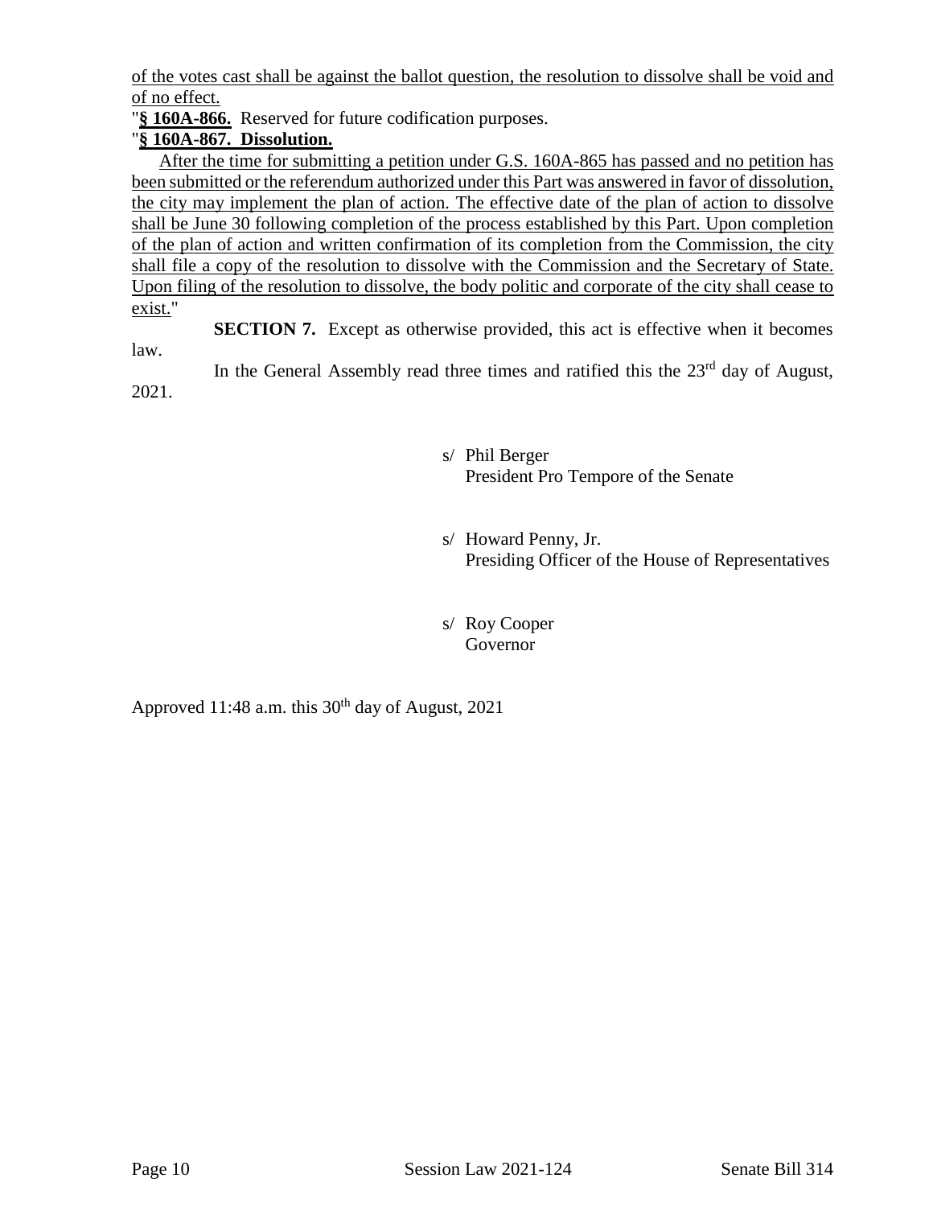of the votes cast shall be against the ballot question, the resolution to dissolve shall be void and of no effect.

"**§ 160A-866.** Reserved for future codification purposes.

"**§ 160A-867. Dissolution.**

After the time for submitting a petition under G.S. 160A-865 has passed and no petition has been submitted or the referendum authorized under this Part was answered in favor of dissolution, the city may implement the plan of action. The effective date of the plan of action to dissolve shall be June 30 following completion of the process established by this Part. Upon completion of the plan of action and written confirmation of its completion from the Commission, the city shall file a copy of the resolution to dissolve with the Commission and the Secretary of State. Upon filing of the resolution to dissolve, the body politic and corporate of the city shall cease to exist."

**SECTION 7.** Except as otherwise provided, this act is effective when it becomes law.

In the General Assembly read three times and ratified this the 23rd day of August, 2021.

s/ Phil Berger
President Pro Tempore of the Senate

s/ Howard Penny, Jr.
Presiding Officer of the House of Representatives

s/ Roy Cooper
Governor

Approved 11:48 a.m. this 30th day of August, 2021